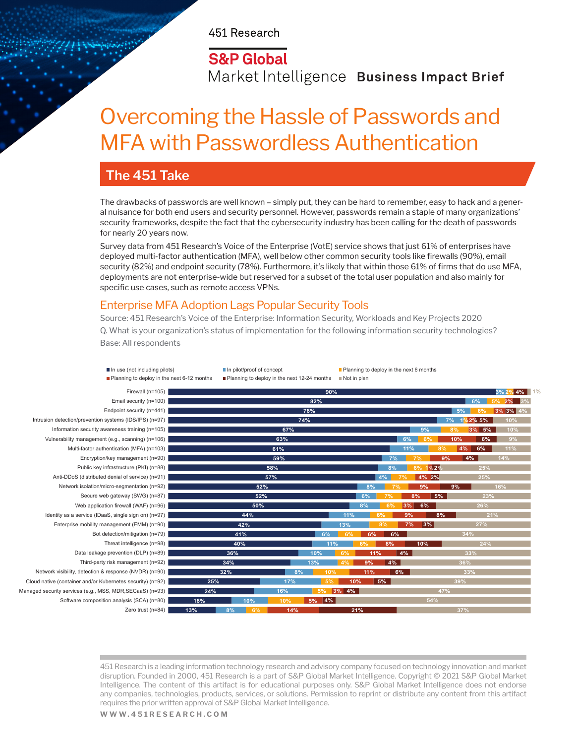451 Research

S&P Global
Market Intelligence **Business Impact Brief**

# Overcoming the Hassle of Passwords and MFA with Passwordless Authentication

## The 451 Take

The drawbacks of passwords are well known – simply put, they can be hard to remember, easy to hack and a general nuisance for both end users and security personnel. However, passwords remain a staple of many organizations' security frameworks, despite the fact that the cybersecurity industry has been calling for the death of passwords for nearly 20 years now.

Survey data from 451 Research's Voice of the Enterprise (VotE) service shows that just 61% of enterprises have deployed multi-factor authentication (MFA), well below other common security tools like firewalls (90%), email security (82%) and endpoint security (78%). Furthermore, it's likely that within those 61% of firms that do use MFA, deployments are not enterprise-wide but reserved for a subset of the total user population and also mainly for specific use cases, such as remote access VPNs.

### Enterprise MFA Adoption Lags Popular Security Tools

Source: 451 Research's Voice of the Enterprise: Information Security, Workloads and Key Projects 2020

Q. What is your organization's status of implementation for the following information security technologies?

Base: All respondents

| Technology | In use (not including pilots) | In pilot/proof of concept | Planning to deploy in the next 6 months | Planning to deploy in the next 6-12 months | Planning to deploy in the next 12-24 months | Not in plan |
|---|---|---|---|---|---|---|
| Firewall (n=105) | 90% | 3% | 2% | 4% | | 1% |
| Email security (n=100) | 82% | 6% | 5% | 2% | | 3% |
| Endpoint security (n=441) | 78% | 5% | 6% | 3% | 3% | 4% |
| Intrusion detection/prevention systems (IDS/IPS) (n=97) | 74% | 7% | 1% | 2% | 5% | 10% |
| Information security awareness training (n=105) | 67% | 9% | 8% | 3% | 5% | 10% |
| Vulnerability management (e.g., scanning) (n=106) | 63% | 6% | 6% | 10% | 6% | 9% |
| Multi-factor authentication (MFA) (n=103) | 61% | 11% | 8% | 4% | 6% | 11% |
| Encryption/key management (n=90) | 59% | 7% | 7% | 9% | 4% | 14% |
| Public key infrastructure (PKI) (n=88) | 58% | 8% | 6% | 1% | 2% | 25% |
| Anti-DDoS (distributed denial of service) (n=91) | 57% | 4% | 7% | 4% | 2% | 25% |
| Network isolation/micro-segmentation (n=92) | 52% | 8% | 7% | 9% | 9% | 16% |
| Secure web gateway (SWG) (n=87) | 52% | 6% | 7% | 8% | 5% | 23% |
| Web application firewall (WAF) (n=96) | 50% | 8% | 6% | 3% | 6% | 26% |
| Identity as a service (IDaaS, single sign on) (n=97) | 44% | 11% | 6% | 9% | 8% | 21% |
| Enterprise mobility management (EMM) (n=90) | 42% | 13% | 8% | 7% | 3% | 27% |
| Bot detection/mitigation (n=79) | 41% | 6% | 6% | 6% | 6% | 34% |
| Threat intelligence (n=98) | 40% | 11% | 6% | 8% | 10% | 24% |
| Data leakage prevention (DLP) (n=89) | 36% | 10% | 6% | 11% | 4% | 33% |
| Third-party risk management (n=92) | 34% | 13% | 4% | 9% | 4% | 36% |
| Network visibility, detection & response (NVDR) (n=90) | 32% | 8% | 10% | 11% | 6% | 33% |
| Cloud native (container and/or Kubernetes security) (n=92) | 25% | 17% | 5% | 10% | 5% | 39% |
| Managed security services (e.g., MSS, MDR,SECaaS) (n=93) | 24% | 16% | 5% | 3% | 4% | 47% |
| Software composition analysis (SCA) (n=80) | 18% | 10% | 10% | 5% | 4% | 54% |
| Zero trust (n=84) | 13% | 8% | 6% | 14% | 21% | 37% |

451 Research is a leading information technology research and advisory company focused on technology innovation and market disruption. Founded in 2000, 451 Research is a part of S&P Global Market Intelligence. Copyright © 2021 S&P Global Market Intelligence. The content of this artifact is for educational purposes only. S&P Global Market Intelligence does not endorse any companies, technologies, products, services, or solutions. Permission to reprint or distribute any content from this artifact requires the prior written approval of S&P Global Market Intelligence.

WWW.451RESEARCH.COM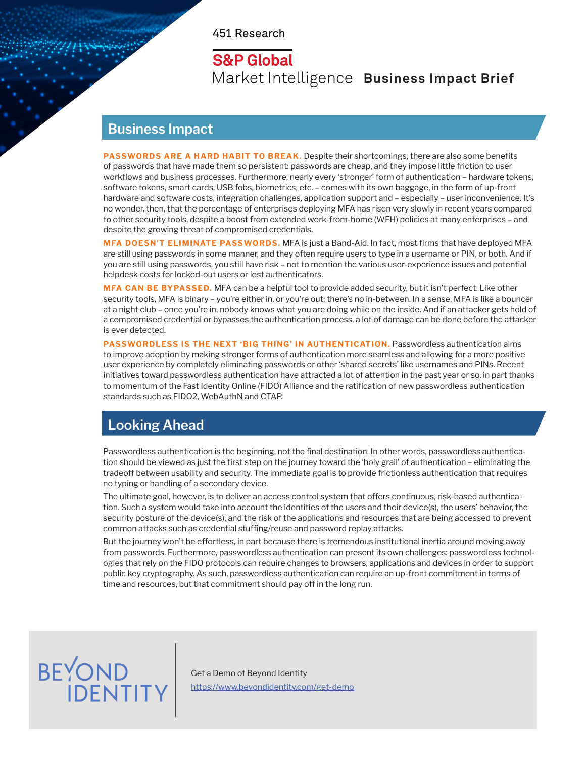451 Research

S&P Global Market Intelligence **Business Impact Brief**

## Business Impact

**PASSWORDS ARE A HARD HABIT TO BREAK.** Despite their shortcomings, there are also some benefits of passwords that have made them so persistent: passwords are cheap, and they impose little friction to user workflows and business processes. Furthermore, nearly every 'stronger' form of authentication – hardware tokens, software tokens, smart cards, USB fobs, biometrics, etc. – comes with its own baggage, in the form of up-front hardware and software costs, integration challenges, application support and – especially – user inconvenience. It's no wonder, then, that the percentage of enterprises deploying MFA has risen very slowly in recent years compared to other security tools, despite a boost from extended work-from-home (WFH) policies at many enterprises – and despite the growing threat of compromised credentials.

**MFA DOESN'T ELIMINATE PASSWORDS.** MFA is just a Band-Aid. In fact, most firms that have deployed MFA are still using passwords in some manner, and they often require users to type in a username or PIN, or both. And if you are still using passwords, you still have risk – not to mention the various user-experience issues and potential helpdesk costs for locked-out users or lost authenticators.

**MFA CAN BE BYPASSED.** MFA can be a helpful tool to provide added security, but it isn't perfect. Like other security tools, MFA is binary – you're either in, or you're out; there's no in-between. In a sense, MFA is like a bouncer at a night club – once you're in, nobody knows what you are doing while on the inside. And if an attacker gets hold of a compromised credential or bypasses the authentication process, a lot of damage can be done before the attacker is ever detected.

**PASSWORDLESS IS THE NEXT 'BIG THING' IN AUTHENTICATION.** Passwordless authentication aims to improve adoption by making stronger forms of authentication more seamless and allowing for a more positive user experience by completely eliminating passwords or other 'shared secrets' like usernames and PINs. Recent initiatives toward passwordless authentication have attracted a lot of attention in the past year or so, in part thanks to momentum of the Fast Identity Online (FIDO) Alliance and the ratification of new passwordless authentication standards such as FIDO2, WebAuthN and CTAP.

## Looking Ahead

Passwordless authentication is the beginning, not the final destination. In other words, passwordless authentication should be viewed as just the first step on the journey toward the 'holy grail' of authentication – eliminating the tradeoff between usability and security. The immediate goal is to provide frictionless authentication that requires no typing or handling of a secondary device.

The ultimate goal, however, is to deliver an access control system that offers continuous, risk-based authentication. Such a system would take into account the identities of the users and their device(s), the users' behavior, the security posture of the device(s), and the risk of the applications and resources that are being accessed to prevent common attacks such as credential stuffing/reuse and password replay attacks.

But the journey won't be effortless, in part because there is tremendous institutional inertia around moving away from passwords. Furthermore, passwordless authentication can present its own challenges: passwordless technologies that rely on the FIDO protocols can require changes to browsers, applications and devices in order to support public key cryptography. As such, passwordless authentication can require an up-front commitment in terms of time and resources, but that commitment should pay off in the long run.

BEYOND IDENTITY

Get a Demo of Beyond Identity
https://www.beyondidentity.com/get-demo